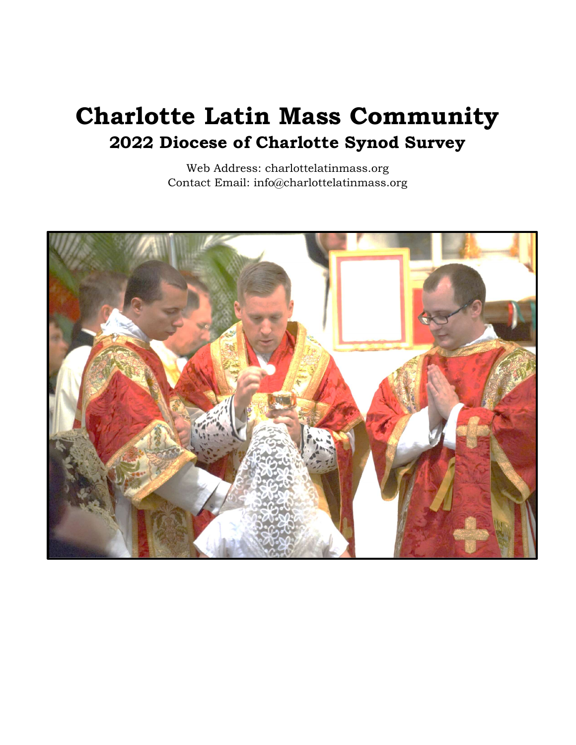# Charlotte Latin Mass Community

## 2022 Diocese of Charlotte Synod Survey

Web Address: charlottelatinmass.org
Contact Email: info@charlottelatinmass.org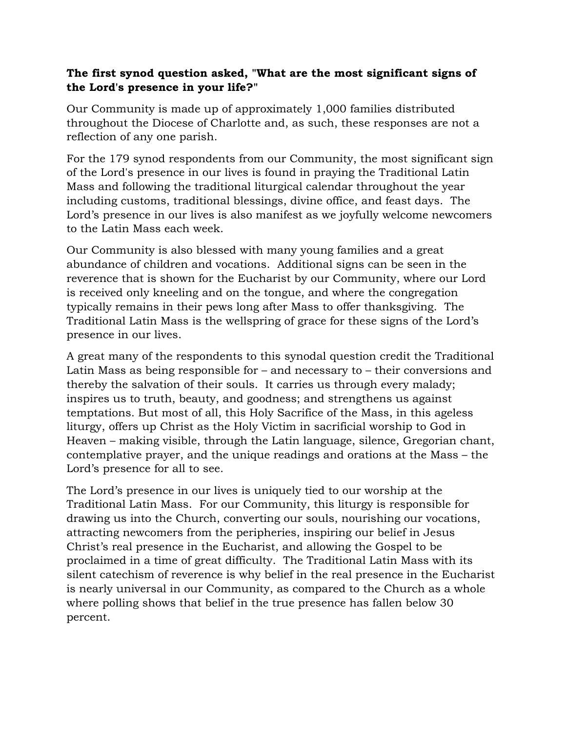**The first synod question asked, "What are the most significant signs of the Lord's presence in your life?"**

Our Community is made up of approximately 1,000 families distributed throughout the Diocese of Charlotte and, as such, these responses are not a reflection of any one parish.

For the 179 synod respondents from our Community, the most significant sign of the Lord's presence in our lives is found in praying the Traditional Latin Mass and following the traditional liturgical calendar throughout the year including customs, traditional blessings, divine office, and feast days. The Lord's presence in our lives is also manifest as we joyfully welcome newcomers to the Latin Mass each week.

Our Community is also blessed with many young families and a great abundance of children and vocations. Additional signs can be seen in the reverence that is shown for the Eucharist by our Community, where our Lord is received only kneeling and on the tongue, and where the congregation typically remains in their pews long after Mass to offer thanksgiving. The Traditional Latin Mass is the wellspring of grace for these signs of the Lord's presence in our lives.

A great many of the respondents to this synodal question credit the Traditional Latin Mass as being responsible for – and necessary to – their conversions and thereby the salvation of their souls. It carries us through every malady; inspires us to truth, beauty, and goodness; and strengthens us against temptations. But most of all, this Holy Sacrifice of the Mass, in this ageless liturgy, offers up Christ as the Holy Victim in sacrificial worship to God in Heaven – making visible, through the Latin language, silence, Gregorian chant, contemplative prayer, and the unique readings and orations at the Mass – the Lord's presence for all to see.

The Lord's presence in our lives is uniquely tied to our worship at the Traditional Latin Mass. For our Community, this liturgy is responsible for drawing us into the Church, converting our souls, nourishing our vocations, attracting newcomers from the peripheries, inspiring our belief in Jesus Christ's real presence in the Eucharist, and allowing the Gospel to be proclaimed in a time of great difficulty. The Traditional Latin Mass with its silent catechism of reverence is why belief in the real presence in the Eucharist is nearly universal in our Community, as compared to the Church as a whole where polling shows that belief in the true presence has fallen below 30 percent.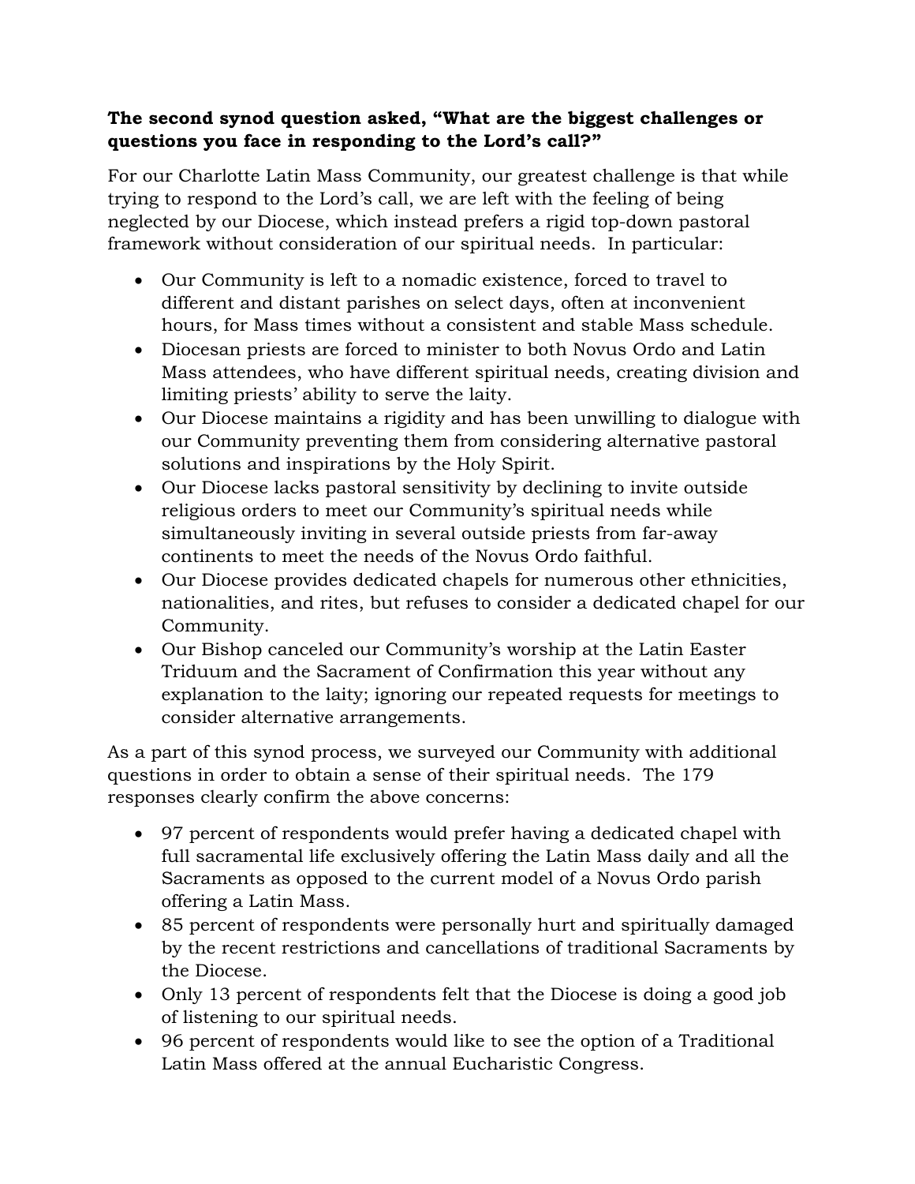**The second synod question asked, "What are the biggest challenges or questions you face in responding to the Lord's call?"**

For our Charlotte Latin Mass Community, our greatest challenge is that while trying to respond to the Lord's call, we are left with the feeling of being neglected by our Diocese, which instead prefers a rigid top-down pastoral framework without consideration of our spiritual needs. In particular:

- Our Community is left to a nomadic existence, forced to travel to different and distant parishes on select days, often at inconvenient hours, for Mass times without a consistent and stable Mass schedule.
- Diocesan priests are forced to minister to both Novus Ordo and Latin Mass attendees, who have different spiritual needs, creating division and limiting priests' ability to serve the laity.
- Our Diocese maintains a rigidity and has been unwilling to dialogue with our Community preventing them from considering alternative pastoral solutions and inspirations by the Holy Spirit.
- Our Diocese lacks pastoral sensitivity by declining to invite outside religious orders to meet our Community's spiritual needs while simultaneously inviting in several outside priests from far-away continents to meet the needs of the Novus Ordo faithful.
- Our Diocese provides dedicated chapels for numerous other ethnicities, nationalities, and rites, but refuses to consider a dedicated chapel for our Community.
- Our Bishop canceled our Community's worship at the Latin Easter Triduum and the Sacrament of Confirmation this year without any explanation to the laity; ignoring our repeated requests for meetings to consider alternative arrangements.

As a part of this synod process, we surveyed our Community with additional questions in order to obtain a sense of their spiritual needs. The 179 responses clearly confirm the above concerns:

- 97 percent of respondents would prefer having a dedicated chapel with full sacramental life exclusively offering the Latin Mass daily and all the Sacraments as opposed to the current model of a Novus Ordo parish offering a Latin Mass.
- 85 percent of respondents were personally hurt and spiritually damaged by the recent restrictions and cancellations of traditional Sacraments by the Diocese.
- Only 13 percent of respondents felt that the Diocese is doing a good job of listening to our spiritual needs.
- 96 percent of respondents would like to see the option of a Traditional Latin Mass offered at the annual Eucharistic Congress.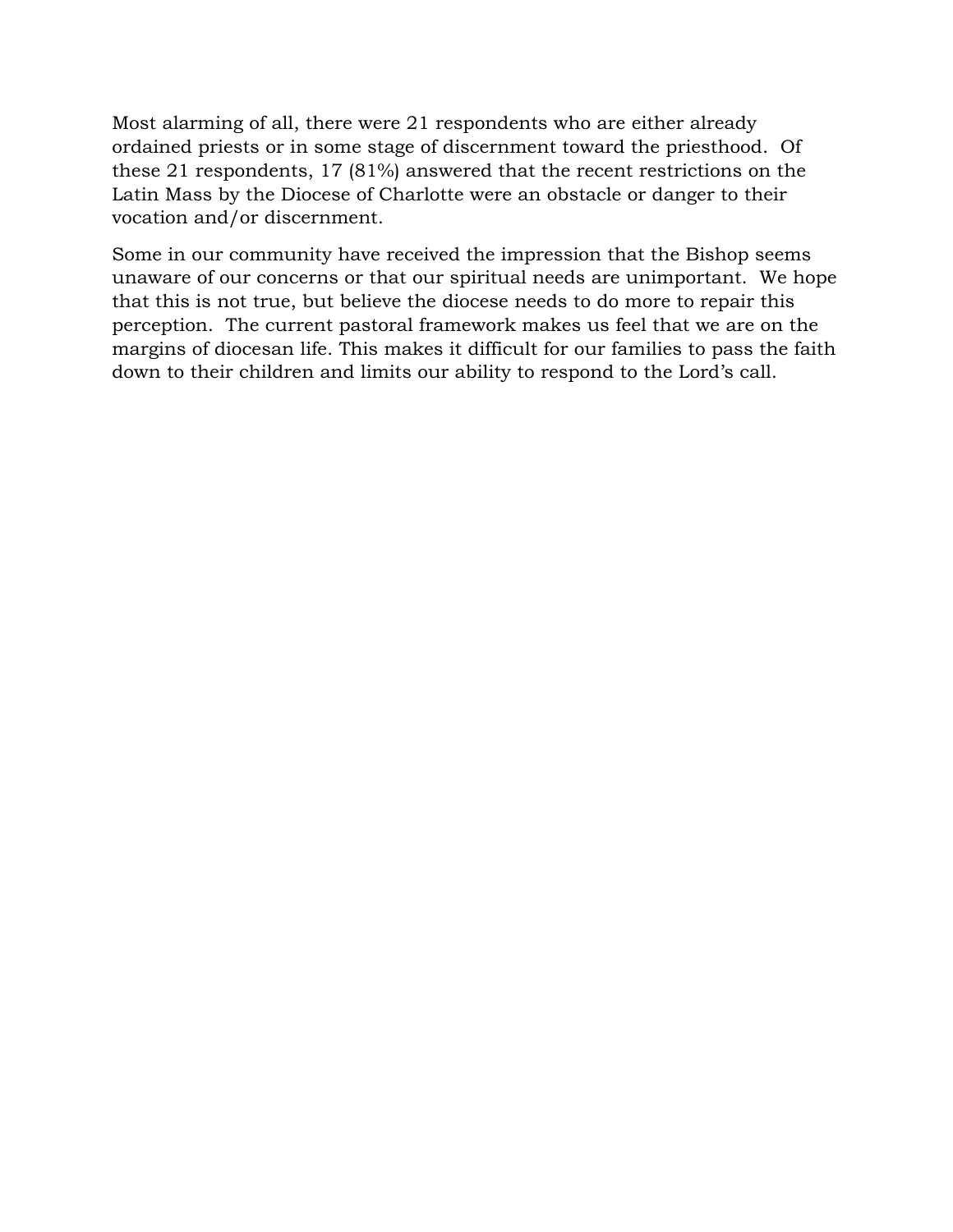Most alarming of all, there were 21 respondents who are either already ordained priests or in some stage of discernment toward the priesthood. Of these 21 respondents, 17 (81%) answered that the recent restrictions on the Latin Mass by the Diocese of Charlotte were an obstacle or danger to their vocation and/or discernment.

Some in our community have received the impression that the Bishop seems unaware of our concerns or that our spiritual needs are unimportant. We hope that this is not true, but believe the diocese needs to do more to repair this perception. The current pastoral framework makes us feel that we are on the margins of diocesan life. This makes it difficult for our families to pass the faith down to their children and limits our ability to respond to the Lord's call.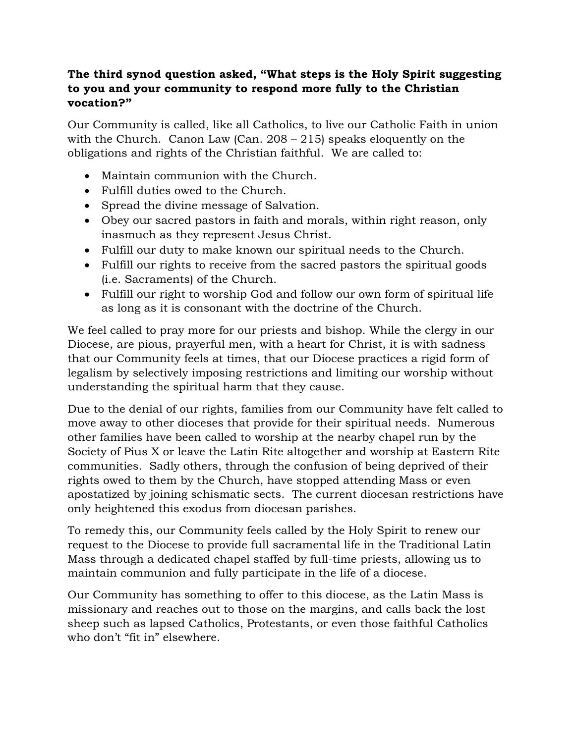**The third synod question asked, “What steps is the Holy Spirit suggesting to you and your community to respond more fully to the Christian vocation?”**

Our Community is called, like all Catholics, to live our Catholic Faith in union with the Church. Canon Law (Can. 208 – 215) speaks eloquently on the obligations and rights of the Christian faithful. We are called to:

- Maintain communion with the Church.
- Fulfill duties owed to the Church.
- Spread the divine message of Salvation.
- Obey our sacred pastors in faith and morals, within right reason, only inasmuch as they represent Jesus Christ.
- Fulfill our duty to make known our spiritual needs to the Church.
- Fulfill our rights to receive from the sacred pastors the spiritual goods (i.e. Sacraments) of the Church.
- Fulfill our right to worship God and follow our own form of spiritual life as long as it is consonant with the doctrine of the Church.

We feel called to pray more for our priests and bishop. While the clergy in our Diocese, are pious, prayerful men, with a heart for Christ, it is with sadness that our Community feels at times, that our Diocese practices a rigid form of legalism by selectively imposing restrictions and limiting our worship without understanding the spiritual harm that they cause.

Due to the denial of our rights, families from our Community have felt called to move away to other dioceses that provide for their spiritual needs. Numerous other families have been called to worship at the nearby chapel run by the Society of Pius X or leave the Latin Rite altogether and worship at Eastern Rite communities. Sadly others, through the confusion of being deprived of their rights owed to them by the Church, have stopped attending Mass or even apostatized by joining schismatic sects. The current diocesan restrictions have only heightened this exodus from diocesan parishes.

To remedy this, our Community feels called by the Holy Spirit to renew our request to the Diocese to provide full sacramental life in the Traditional Latin Mass through a dedicated chapel staffed by full-time priests, allowing us to maintain communion and fully participate in the life of a diocese.

Our Community has something to offer to this diocese, as the Latin Mass is missionary and reaches out to those on the margins, and calls back the lost sheep such as lapsed Catholics, Protestants, or even those faithful Catholics who don’t “fit in” elsewhere.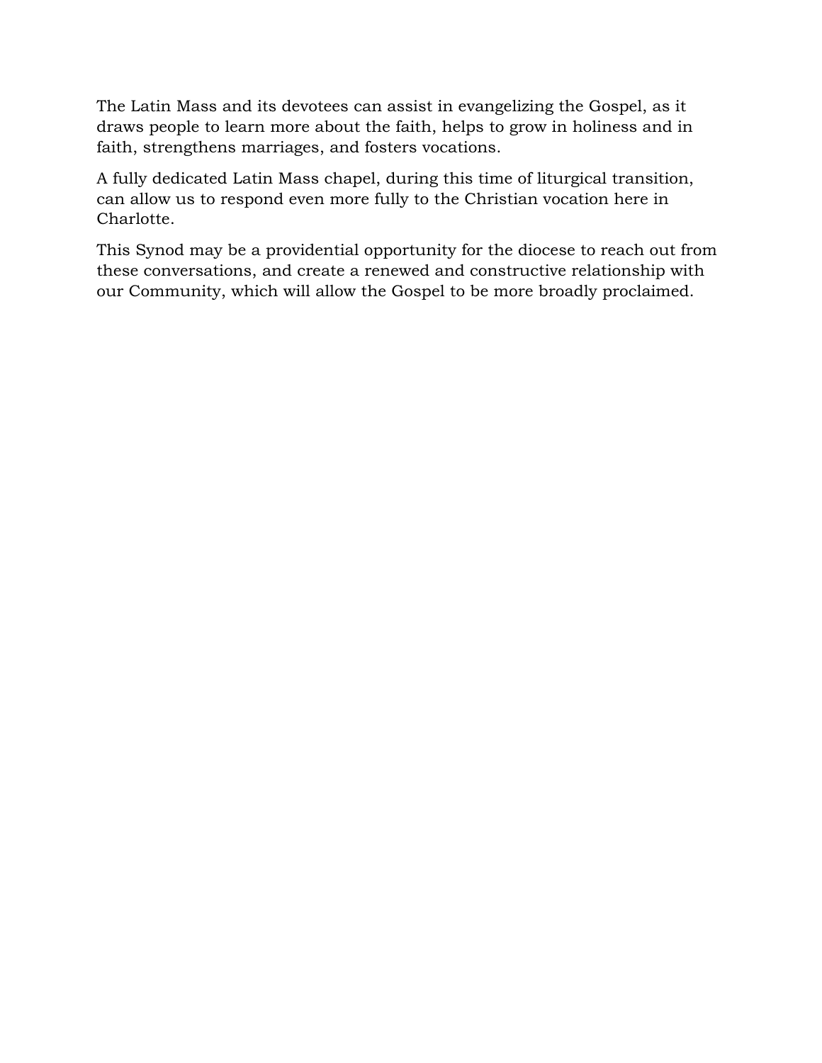The Latin Mass and its devotees can assist in evangelizing the Gospel, as it draws people to learn more about the faith, helps to grow in holiness and in faith, strengthens marriages, and fosters vocations.

A fully dedicated Latin Mass chapel, during this time of liturgical transition, can allow us to respond even more fully to the Christian vocation here in Charlotte.

This Synod may be a providential opportunity for the diocese to reach out from these conversations, and create a renewed and constructive relationship with our Community, which will allow the Gospel to be more broadly proclaimed.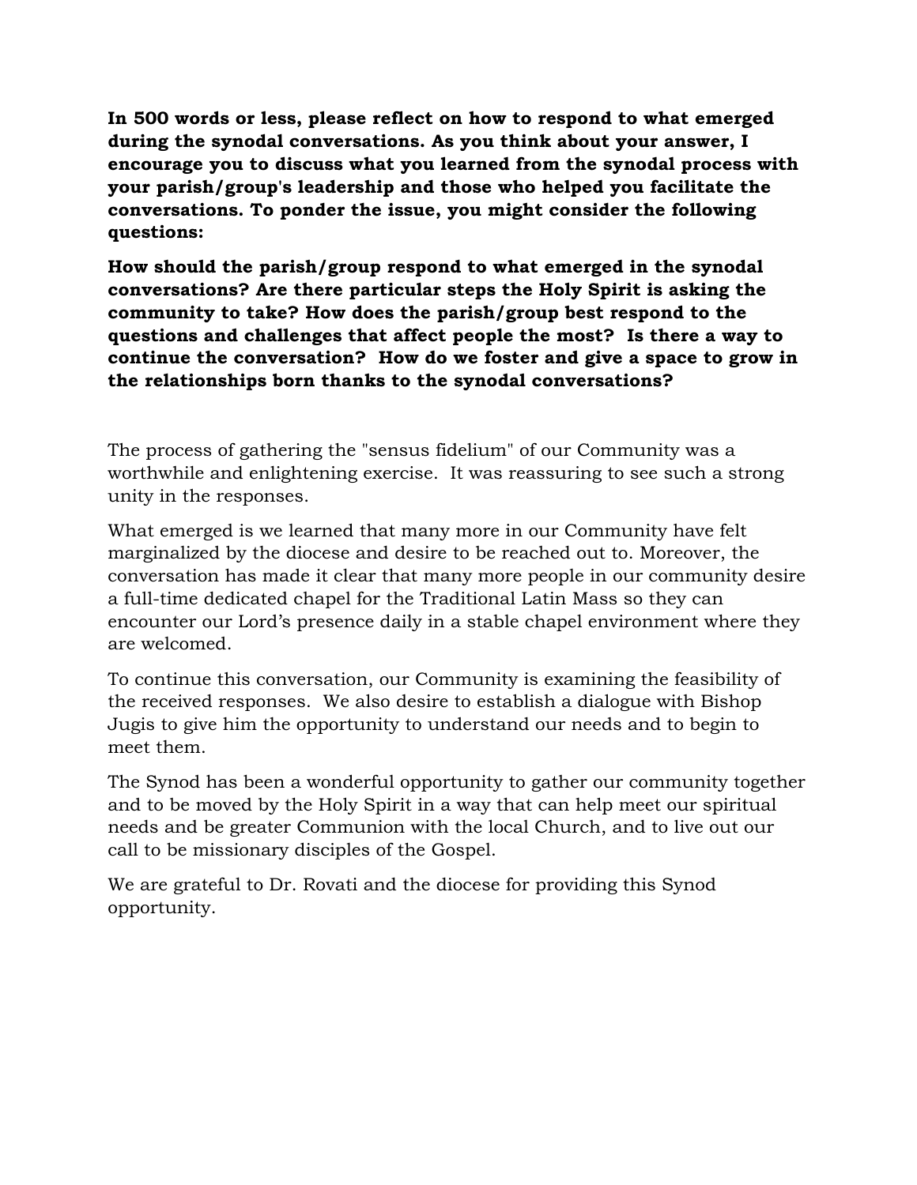**In 500 words or less, please reflect on how to respond to what emerged during the synodal conversations. As you think about your answer, I encourage you to discuss what you learned from the synodal process with your parish/group's leadership and those who helped you facilitate the conversations. To ponder the issue, you might consider the following questions:**

**How should the parish/group respond to what emerged in the synodal conversations? Are there particular steps the Holy Spirit is asking the community to take? How does the parish/group best respond to the questions and challenges that affect people the most? Is there a way to continue the conversation? How do we foster and give a space to grow in the relationships born thanks to the synodal conversations?**

The process of gathering the "sensus fidelium" of our Community was a worthwhile and enlightening exercise. It was reassuring to see such a strong unity in the responses.

What emerged is we learned that many more in our Community have felt marginalized by the diocese and desire to be reached out to. Moreover, the conversation has made it clear that many more people in our community desire a full-time dedicated chapel for the Traditional Latin Mass so they can encounter our Lord's presence daily in a stable chapel environment where they are welcomed.

To continue this conversation, our Community is examining the feasibility of the received responses. We also desire to establish a dialogue with Bishop Jugis to give him the opportunity to understand our needs and to begin to meet them.

The Synod has been a wonderful opportunity to gather our community together and to be moved by the Holy Spirit in a way that can help meet our spiritual needs and be greater Communion with the local Church, and to live out our call to be missionary disciples of the Gospel.

We are grateful to Dr. Rovati and the diocese for providing this Synod opportunity.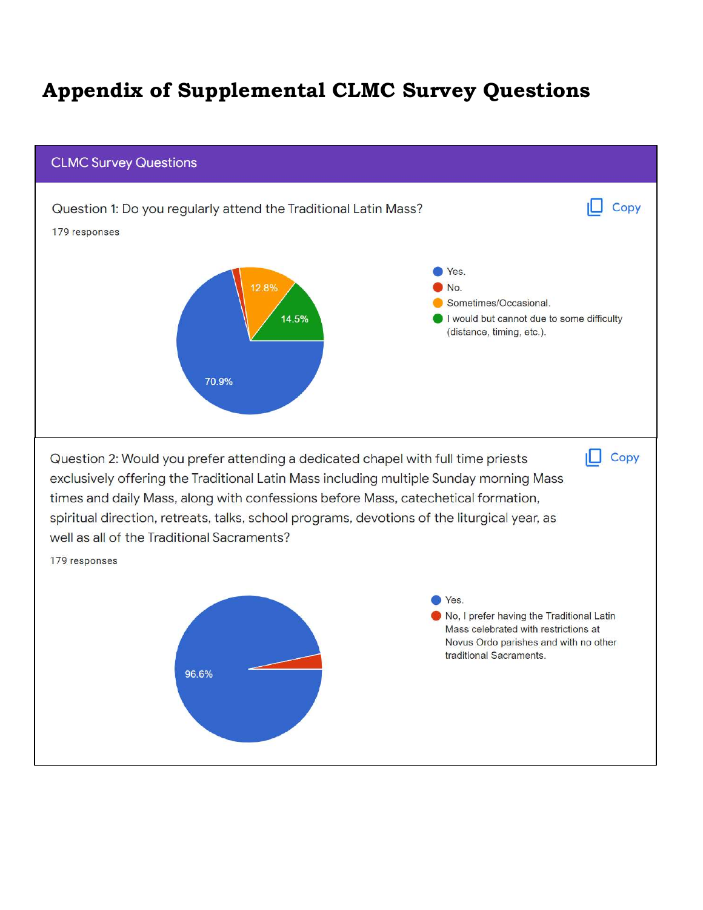# Appendix of Supplemental CLMC Survey Questions

## CLMC Survey Questions

Question 1: Do you regularly attend the Traditional Latin Mass?

179 responses

- Yes. — 70.9%
- No.
- Sometimes/Occasional. — 12.8%
- I would but cannot due to some difficulty (distance, timing, etc.). — 14.5%

Question 2: Would you prefer attending a dedicated chapel with full time priests exclusively offering the Traditional Latin Mass including multiple Sunday morning Mass times and daily Mass, along with confessions before Mass, catechetical formation, spiritual direction, retreats, talks, school programs, devotions of the liturgical year, as well as all of the Traditional Sacraments?

179 responses

- Yes. — 96.6%
- No, I prefer having the Traditional Latin Mass celebrated with restrictions at Novus Ordo parishes and with no other traditional Sacraments.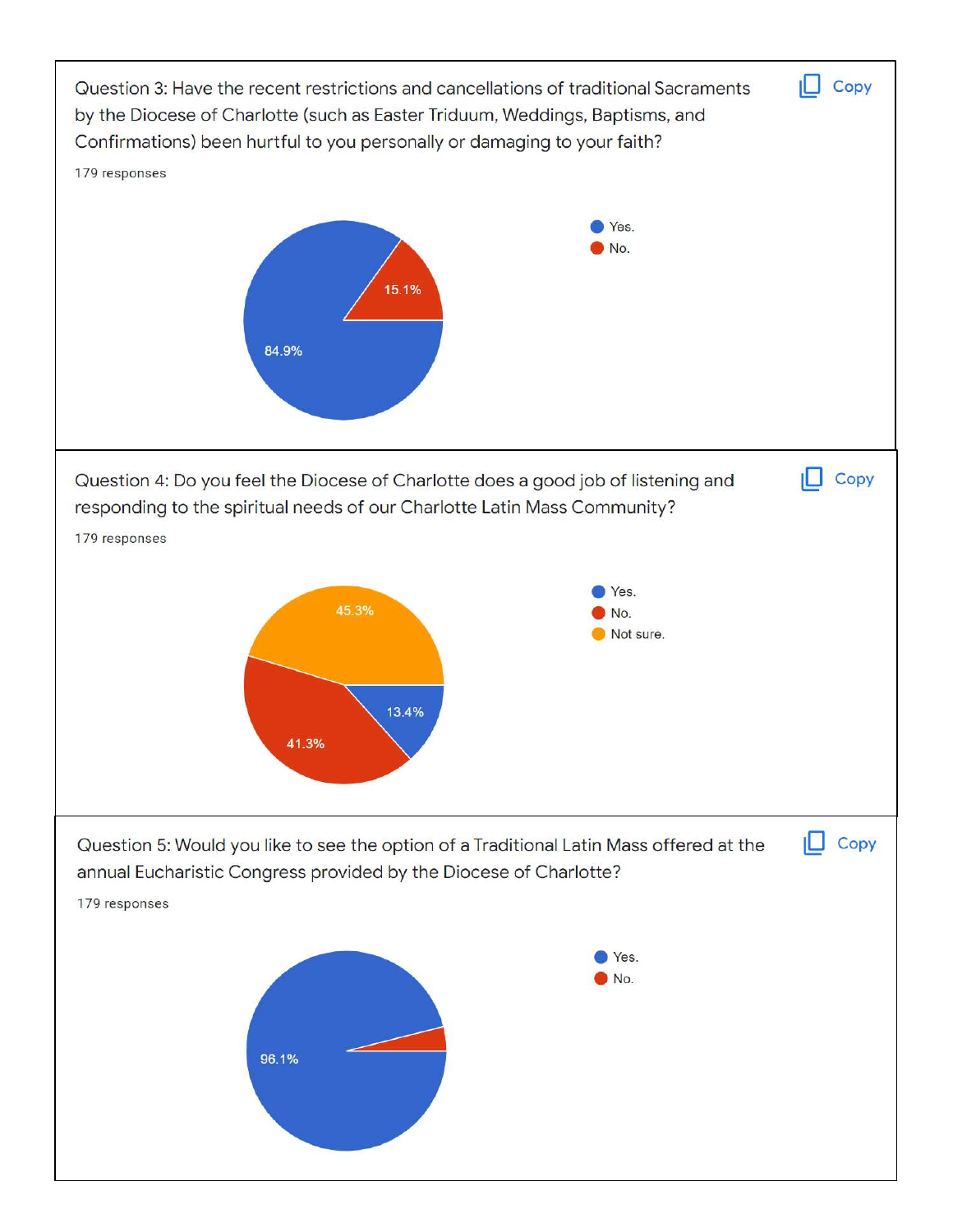Question 3: Have the recent restrictions and cancellations of traditional Sacraments by the Diocese of Charlotte (such as Easter Triduum, Weddings, Baptisms, and Confirmations) been hurtful to you personally or damaging to your faith?

179 responses

| Response | Percentage |
| --- | --- |
| Yes. | 84.9% |
| No. | 15.1% |

Question 4: Do you feel the Diocese of Charlotte does a good job of listening and responding to the spiritual needs of our Charlotte Latin Mass Community?

179 responses

| Response | Percentage |
| --- | --- |
| Yes. | 13.4% |
| No. | 41.3% |
| Not sure. | 45.3% |

Question 5: Would you like to see the option of a Traditional Latin Mass offered at the annual Eucharistic Congress provided by the Diocese of Charlotte?

179 responses

| Response | Percentage |
| --- | --- |
| Yes. | 96.1% |
| No. | |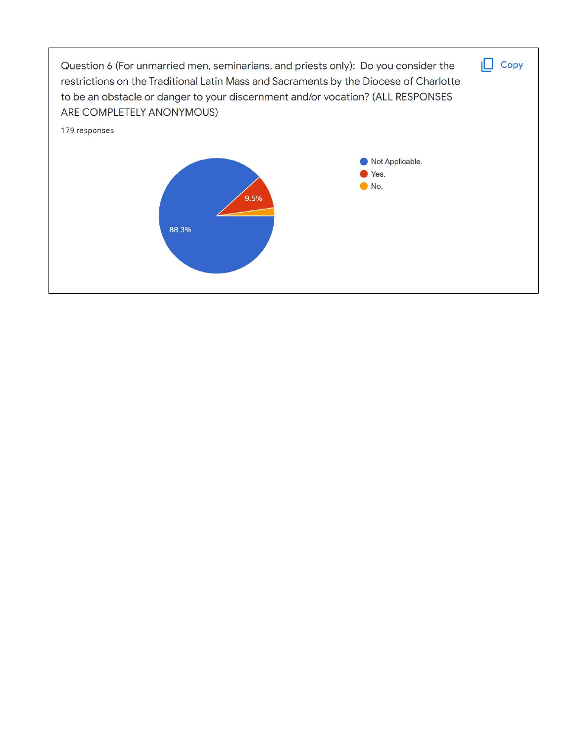Question 6 (For unmarried men, seminarians, and priests only): Do you consider the restrictions on the Traditional Latin Mass and Sacraments by the Diocese of Charlotte to be an obstacle or danger to your discernment and/or vocation? (ALL RESPONSES ARE COMPLETELY ANONYMOUS)

Copy

179 responses

Not Applicable.

Yes.

No.

9.5%

88.3%